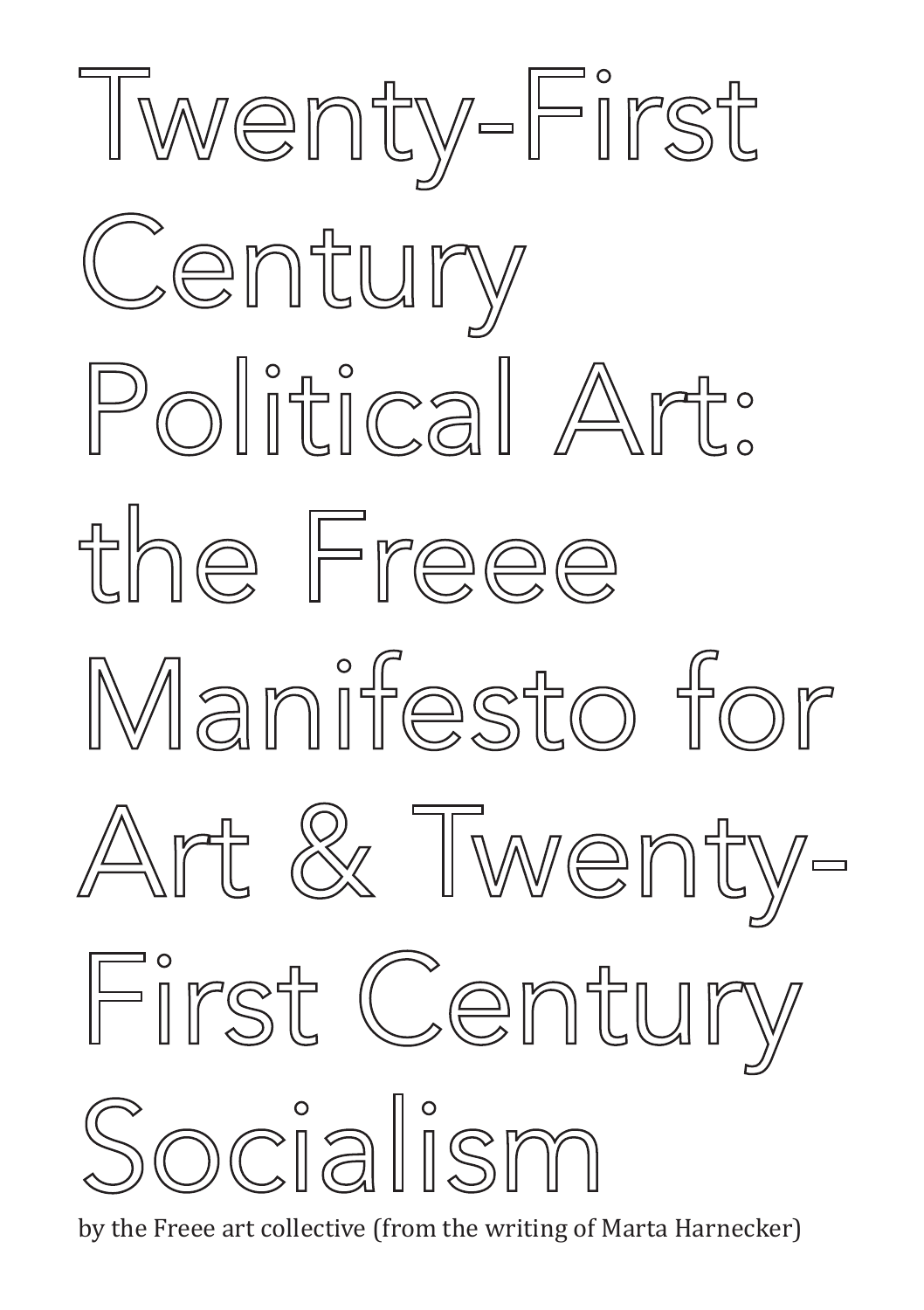# Twenty-First Century Political Art: the Freee Manifesto for Art & Twenty-First Century Socialism

by the Freee art collective (from the writing of Marta Harnecker)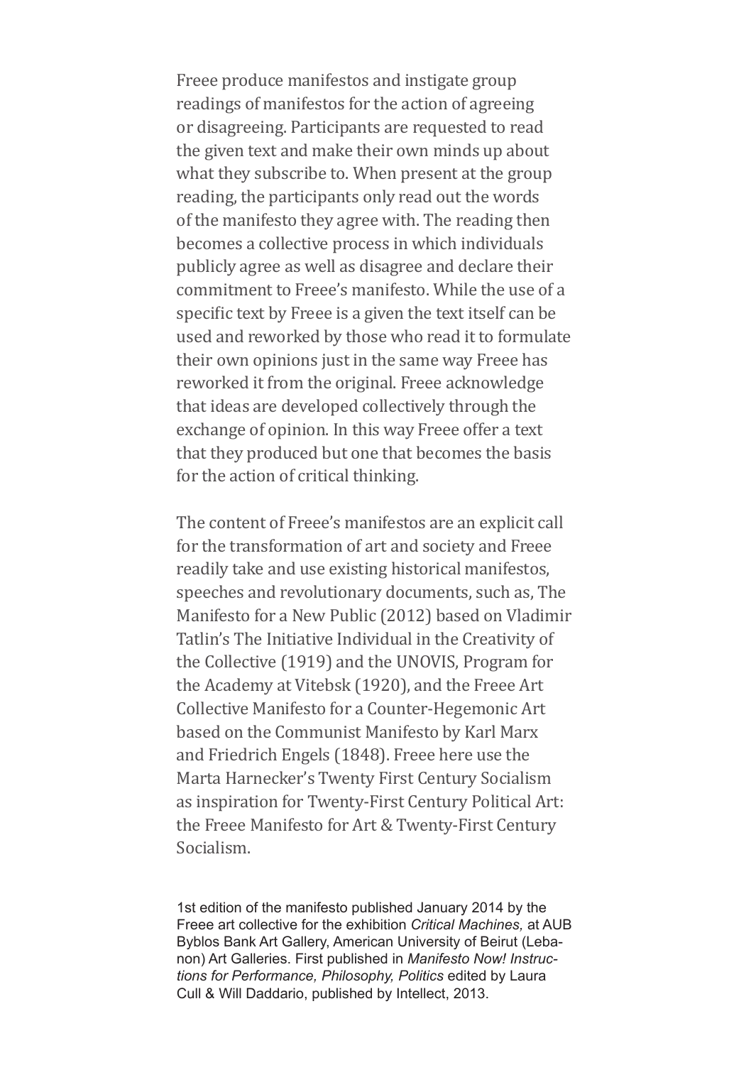Freee produce manifestos and instigate group readings of manifestos for the action of agreeing or disagreeing. Participants are requested to read the given text and make their own minds up about what they subscribe to. When present at the group reading, the participants only read out the words of the manifesto they agree with. The reading then becomes a collective process in which individuals publicly agree as well as disagree and declare their commitment to Freee's manifesto. While the use of a specific text by Freee is a given the text itself can be used and reworked by those who read it to formulate their own opinions just in the same way Freee has reworked it from the original. Freee acknowledge that ideas are developed collectively through the exchange of opinion. In this way Freee offer a text that they produced but one that becomes the basis for the action of critical thinking.

The content of Freee's manifestos are an explicit call for the transformation of art and society and Freee readily take and use existing historical manifestos, speeches and revolutionary documents, such as, The Manifesto for a New Public (2012) based on Vladimir Tatlin's The Initiative Individual in the Creativity of the Collective (1919) and the UNOVIS, Program for the Academy at Vitebsk (1920), and the Freee Art Collective Manifesto for a Counter-Hegemonic Art based on the Communist Manifesto by Karl Marx and Friedrich Engels (1848). Freee here use the Marta Harnecker's Twenty First Century Socialism as inspiration for Twenty-First Century Political Art: the Freee Manifesto for Art & Twenty-First Century Socialism.

1st edition of the manifesto published January 2014 by the Freee art collective for the exhibition *Critical Machines,* at AUB Byblos Bank Art Gallery, American University of Beirut (Lebanon) Art Galleries. First published in *Manifesto Now! Instructions for Performance, Philosophy, Politics* edited by Laura Cull & Will Daddario, published by Intellect, 2013.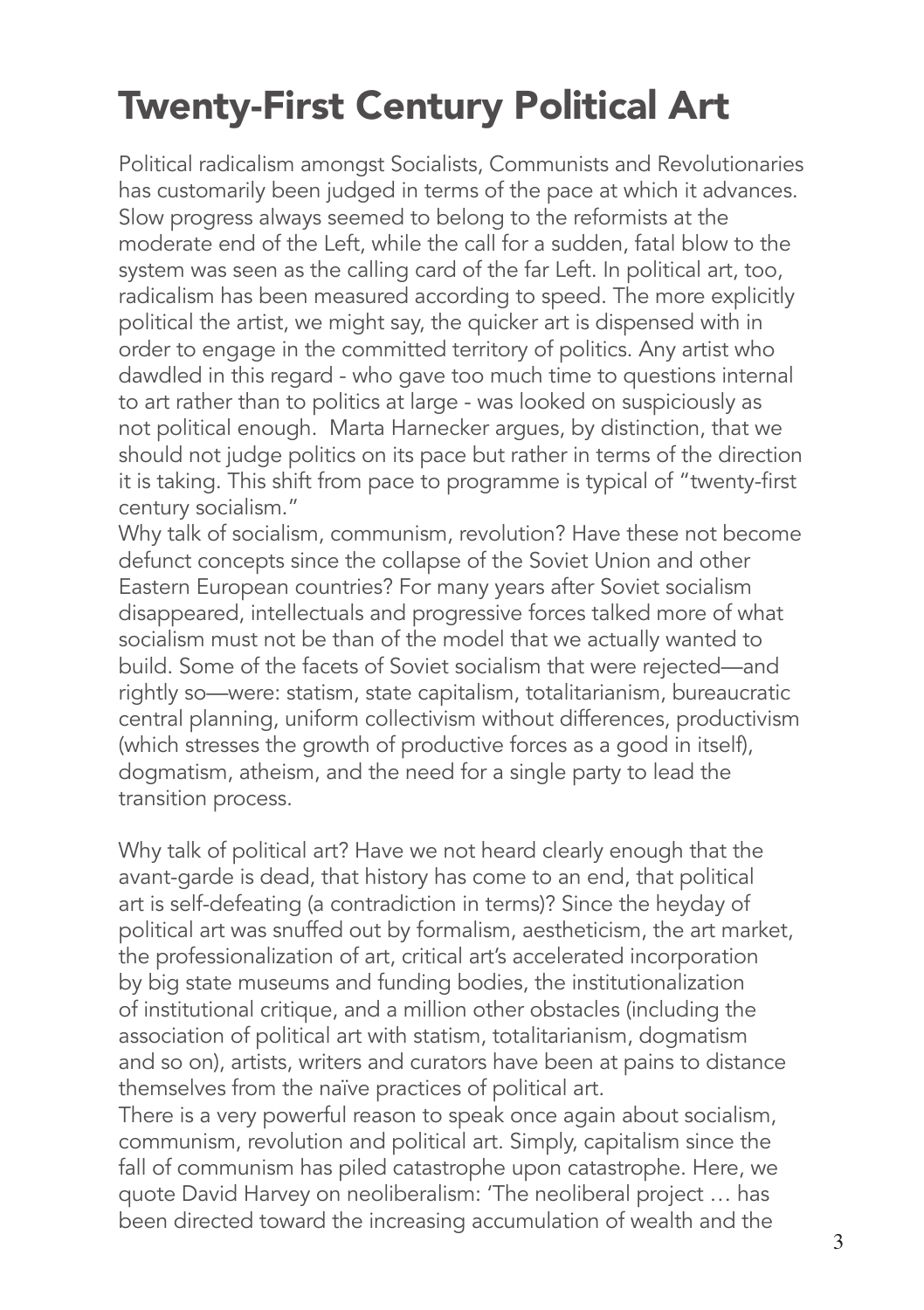# Twenty-First Century Political Art

Political radicalism amongst Socialists, Communists and Revolutionaries has customarily been judged in terms of the pace at which it advances. Slow progress always seemed to belong to the reformists at the moderate end of the Left, while the call for a sudden, fatal blow to the system was seen as the calling card of the far Left. In political art, too, radicalism has been measured according to speed. The more explicitly political the artist, we might say, the quicker art is dispensed with in order to engage in the committed territory of politics. Any artist who dawdled in this regard - who gave too much time to questions internal to art rather than to politics at large - was looked on suspiciously as not political enough. Marta Harnecker argues, by distinction, that we should not judge politics on its pace but rather in terms of the direction it is taking. This shift from pace to programme is typical of "twenty-first century socialism."

Why talk of socialism, communism, revolution? Have these not become defunct concepts since the collapse of the Soviet Union and other Eastern European countries? For many years after Soviet socialism disappeared, intellectuals and progressive forces talked more of what socialism must not be than of the model that we actually wanted to build. Some of the facets of Soviet socialism that were rejected—and rightly so—were: statism, state capitalism, totalitarianism, bureaucratic central planning, uniform collectivism without differences, productivism (which stresses the growth of productive forces as a good in itself), dogmatism, atheism, and the need for a single party to lead the transition process.

Why talk of political art? Have we not heard clearly enough that the avant-garde is dead, that history has come to an end, that political art is self-defeating (a contradiction in terms)? Since the heyday of political art was snuffed out by formalism, aestheticism, the art market, the professionalization of art, critical art's accelerated incorporation by big state museums and funding bodies, the institutionalization of institutional critique, and a million other obstacles (including the association of political art with statism, totalitarianism, dogmatism and so on), artists, writers and curators have been at pains to distance themselves from the naïve practices of political art.

There is a very powerful reason to speak once again about socialism, communism, revolution and political art. Simply, capitalism since the fall of communism has piled catastrophe upon catastrophe. Here, we quote David Harvey on neoliberalism: 'The neoliberal project … has been directed toward the increasing accumulation of wealth and the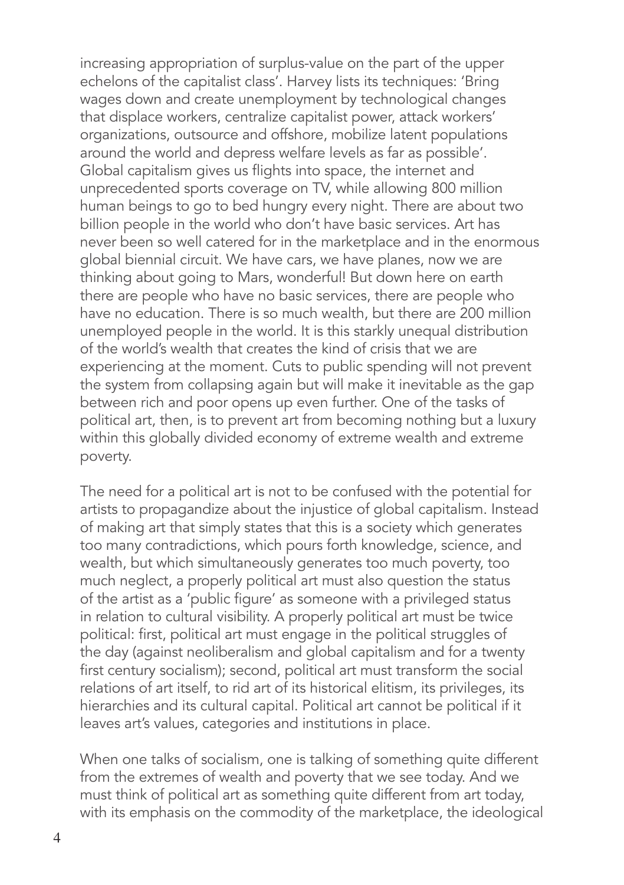increasing appropriation of surplus-value on the part of the upper echelons of the capitalist class'. Harvey lists its techniques: 'Bring wages down and create unemployment by technological changes that displace workers, centralize capitalist power, attack workers' organizations, outsource and offshore, mobilize latent populations around the world and depress welfare levels as far as possible'. Global capitalism gives us flights into space, the internet and unprecedented sports coverage on TV, while allowing 800 million human beings to go to bed hungry every night. There are about two billion people in the world who don't have basic services. Art has never been so well catered for in the marketplace and in the enormous global biennial circuit. We have cars, we have planes, now we are thinking about going to Mars, wonderful! But down here on earth there are people who have no basic services, there are people who have no education. There is so much wealth, but there are 200 million unemployed people in the world. It is this starkly unequal distribution of the world's wealth that creates the kind of crisis that we are experiencing at the moment. Cuts to public spending will not prevent the system from collapsing again but will make it inevitable as the gap between rich and poor opens up even further. One of the tasks of political art, then, is to prevent art from becoming nothing but a luxury within this globally divided economy of extreme wealth and extreme poverty.

The need for a political art is not to be confused with the potential for artists to propagandize about the injustice of global capitalism. Instead of making art that simply states that this is a society which generates too many contradictions, which pours forth knowledge, science, and wealth, but which simultaneously generates too much poverty, too much neglect, a properly political art must also question the status of the artist as a 'public figure' as someone with a privileged status in relation to cultural visibility. A properly political art must be twice political: first, political art must engage in the political struggles of the day (against neoliberalism and global capitalism and for a twenty first century socialism); second, political art must transform the social relations of art itself, to rid art of its historical elitism, its privileges, its hierarchies and its cultural capital. Political art cannot be political if it leaves art's values, categories and institutions in place.

When one talks of socialism, one is talking of something quite different from the extremes of wealth and poverty that we see today. And we must think of political art as something quite different from art today, with its emphasis on the commodity of the marketplace, the ideological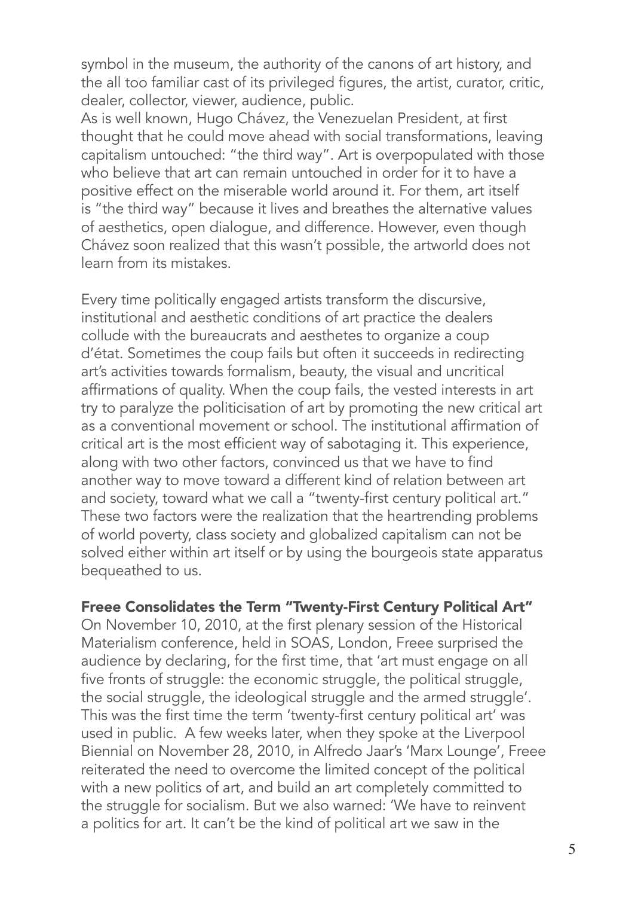symbol in the museum, the authority of the canons of art history, and the all too familiar cast of its privileged figures, the artist, curator, critic, dealer, collector, viewer, audience, public.
As is well known, Hugo Chávez, the Venezuelan President, at first thought that he could move ahead with social transformations, leaving capitalism untouched: "the third way". Art is overpopulated with those who believe that art can remain untouched in order for it to have a positive effect on the miserable world around it. For them, art itself is "the third way" because it lives and breathes the alternative values of aesthetics, open dialogue, and difference. However, even though Chávez soon realized that this wasn't possible, the artworld does not learn from its mistakes.

Every time politically engaged artists transform the discursive, institutional and aesthetic conditions of art practice the dealers collude with the bureaucrats and aesthetes to organize a coup d'état. Sometimes the coup fails but often it succeeds in redirecting art's activities towards formalism, beauty, the visual and uncritical affirmations of quality. When the coup fails, the vested interests in art try to paralyze the politicisation of art by promoting the new critical art as a conventional movement or school. The institutional affirmation of critical art is the most efficient way of sabotaging it. This experience, along with two other factors, convinced us that we have to find another way to move toward a different kind of relation between art and society, toward what we call a "twenty-first century political art." These two factors were the realization that the heartrending problems of world poverty, class society and globalized capitalism can not be solved either within art itself or by using the bourgeois state apparatus bequeathed to us.

**Freee Consolidates the Term "Twenty-First Century Political Art"**

On November 10, 2010, at the first plenary session of the Historical Materialism conference, held in SOAS, London, Freee surprised the audience by declaring, for the first time, that 'art must engage on all five fronts of struggle: the economic struggle, the political struggle, the social struggle, the ideological struggle and the armed struggle'. This was the first time the term 'twenty-first century political art' was used in public. A few weeks later, when they spoke at the Liverpool Biennial on November 28, 2010, in Alfredo Jaar's 'Marx Lounge', Freee reiterated the need to overcome the limited concept of the political with a new politics of art, and build an art completely committed to the struggle for socialism. But we also warned: 'We have to reinvent a politics for art. It can't be the kind of political art we saw in the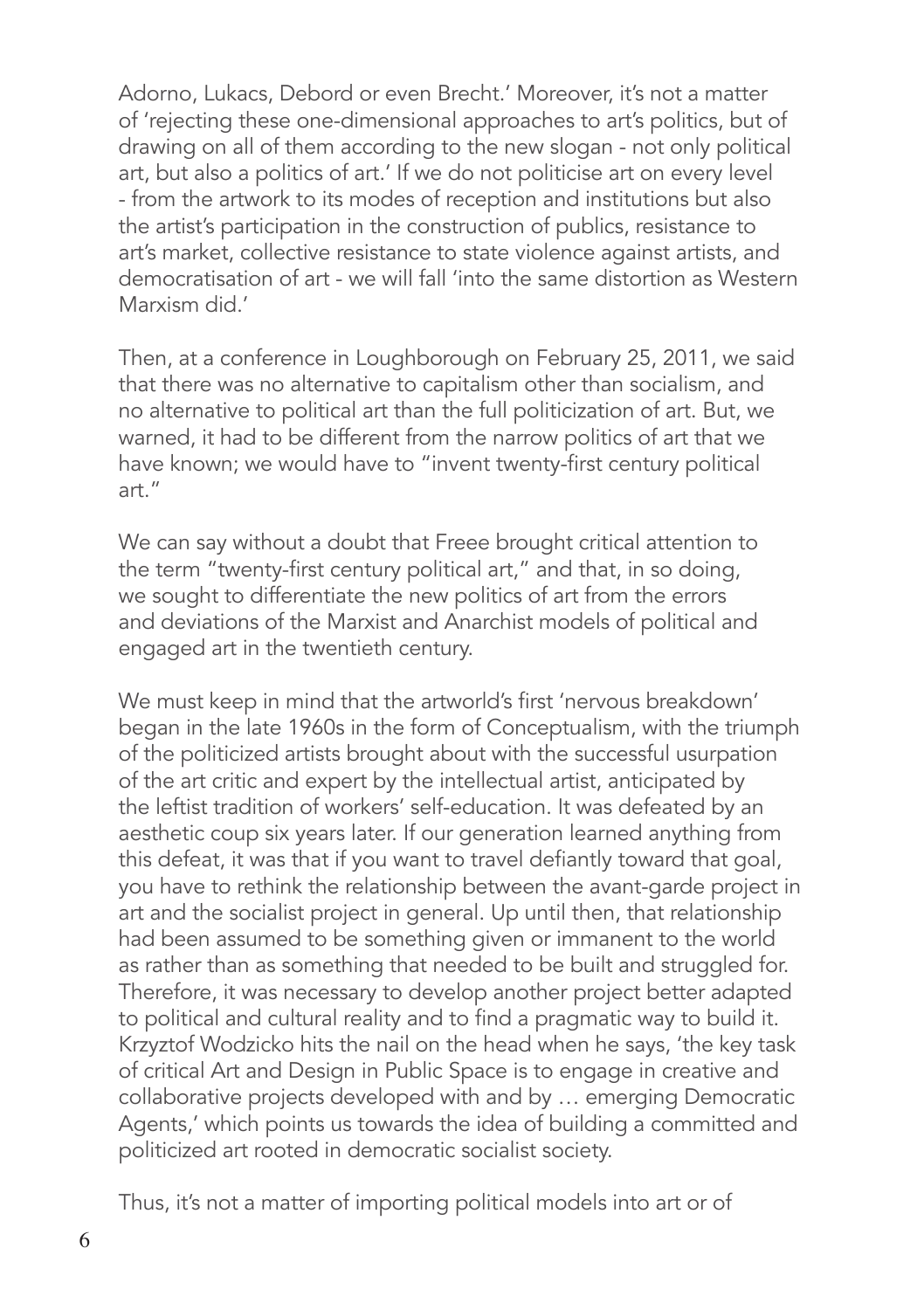Adorno, Lukacs, Debord or even Brecht.' Moreover, it's not a matter of 'rejecting these one-dimensional approaches to art's politics, but of drawing on all of them according to the new slogan - not only political art, but also a politics of art.' If we do not politicise art on every level - from the artwork to its modes of reception and institutions but also the artist's participation in the construction of publics, resistance to art's market, collective resistance to state violence against artists, and democratisation of art - we will fall 'into the same distortion as Western Marxism did.'

Then, at a conference in Loughborough on February 25, 2011, we said that there was no alternative to capitalism other than socialism, and no alternative to political art than the full politicization of art. But, we warned, it had to be different from the narrow politics of art that we have known; we would have to "invent twenty-first century political art."

We can say without a doubt that Freee brought critical attention to the term "twenty-first century political art," and that, in so doing, we sought to differentiate the new politics of art from the errors and deviations of the Marxist and Anarchist models of political and engaged art in the twentieth century.

We must keep in mind that the artworld's first 'nervous breakdown' began in the late 1960s in the form of Conceptualism, with the triumph of the politicized artists brought about with the successful usurpation of the art critic and expert by the intellectual artist, anticipated by the leftist tradition of workers' self-education. It was defeated by an aesthetic coup six years later. If our generation learned anything from this defeat, it was that if you want to travel defiantly toward that goal, you have to rethink the relationship between the avant-garde project in art and the socialist project in general. Up until then, that relationship had been assumed to be something given or immanent to the world as rather than as something that needed to be built and struggled for. Therefore, it was necessary to develop another project better adapted to political and cultural reality and to find a pragmatic way to build it. Krzyztof Wodzicko hits the nail on the head when he says, 'the key task of critical Art and Design in Public Space is to engage in creative and collaborative projects developed with and by … emerging Democratic Agents,' which points us towards the idea of building a committed and politicized art rooted in democratic socialist society.

Thus, it's not a matter of importing political models into art or of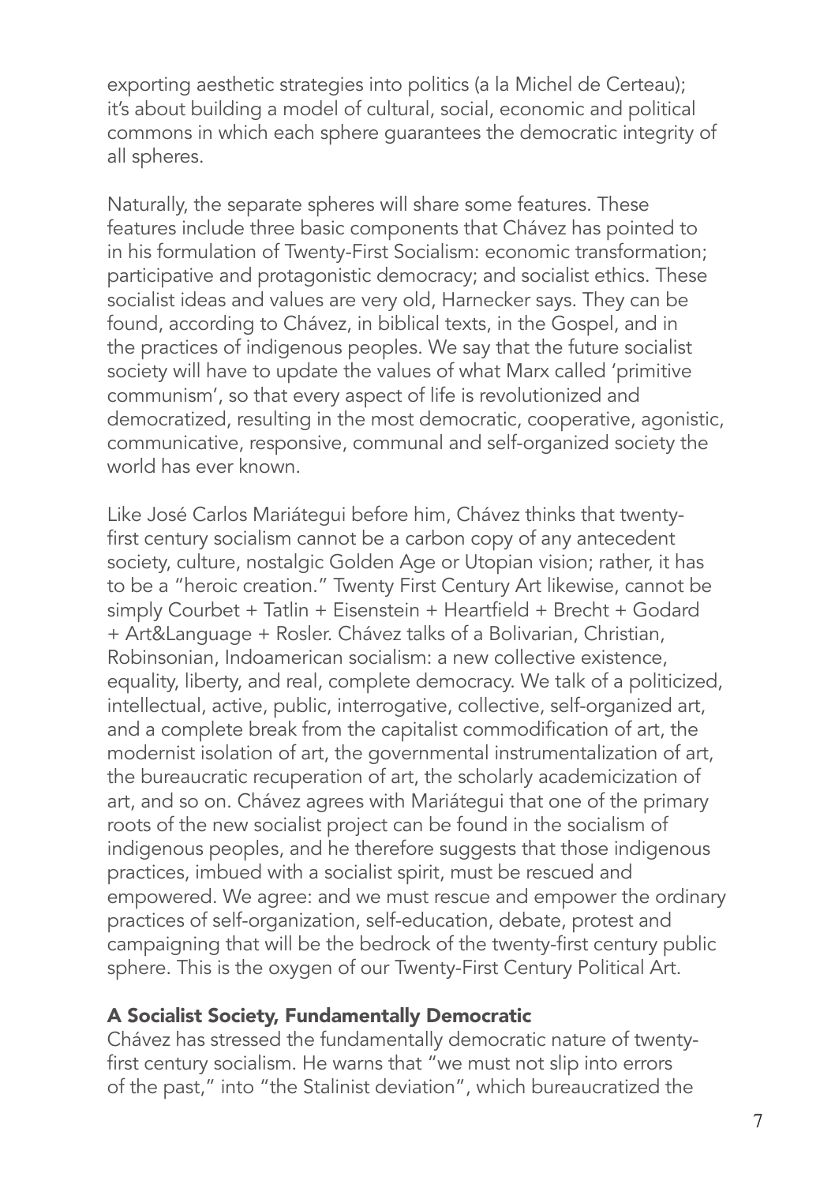exporting aesthetic strategies into politics (a la Michel de Certeau); it's about building a model of cultural, social, economic and political commons in which each sphere guarantees the democratic integrity of all spheres.

Naturally, the separate spheres will share some features. These features include three basic components that Chávez has pointed to in his formulation of Twenty-First Socialism: economic transformation; participative and protagonistic democracy; and socialist ethics. These socialist ideas and values are very old, Harnecker says. They can be found, according to Chávez, in biblical texts, in the Gospel, and in the practices of indigenous peoples. We say that the future socialist society will have to update the values of what Marx called 'primitive communism', so that every aspect of life is revolutionized and democratized, resulting in the most democratic, cooperative, agonistic, communicative, responsive, communal and self-organized society the world has ever known.

Like José Carlos Mariátegui before him, Chávez thinks that twenty-first century socialism cannot be a carbon copy of any antecedent society, culture, nostalgic Golden Age or Utopian vision; rather, it has to be a "heroic creation." Twenty First Century Art likewise, cannot be simply Courbet + Tatlin + Eisenstein + Heartfield + Brecht + Godard + Art&Language + Rosler. Chávez talks of a Bolivarian, Christian, Robinsonian, Indoamerican socialism: a new collective existence, equality, liberty, and real, complete democracy. We talk of a politicized, intellectual, active, public, interrogative, collective, self-organized art, and a complete break from the capitalist commodification of art, the modernist isolation of art, the governmental instrumentalization of art, the bureaucratic recuperation of art, the scholarly academicization of art, and so on. Chávez agrees with Mariátegui that one of the primary roots of the new socialist project can be found in the socialism of indigenous peoples, and he therefore suggests that those indigenous practices, imbued with a socialist spirit, must be rescued and empowered. We agree: and we must rescue and empower the ordinary practices of self-organization, self-education, debate, protest and campaigning that will be the bedrock of the twenty-first century public sphere. This is the oxygen of our Twenty-First Century Political Art.

### A Socialist Society, Fundamentally Democratic

Chávez has stressed the fundamentally democratic nature of twenty-first century socialism. He warns that "we must not slip into errors of the past," into "the Stalinist deviation", which bureaucratized the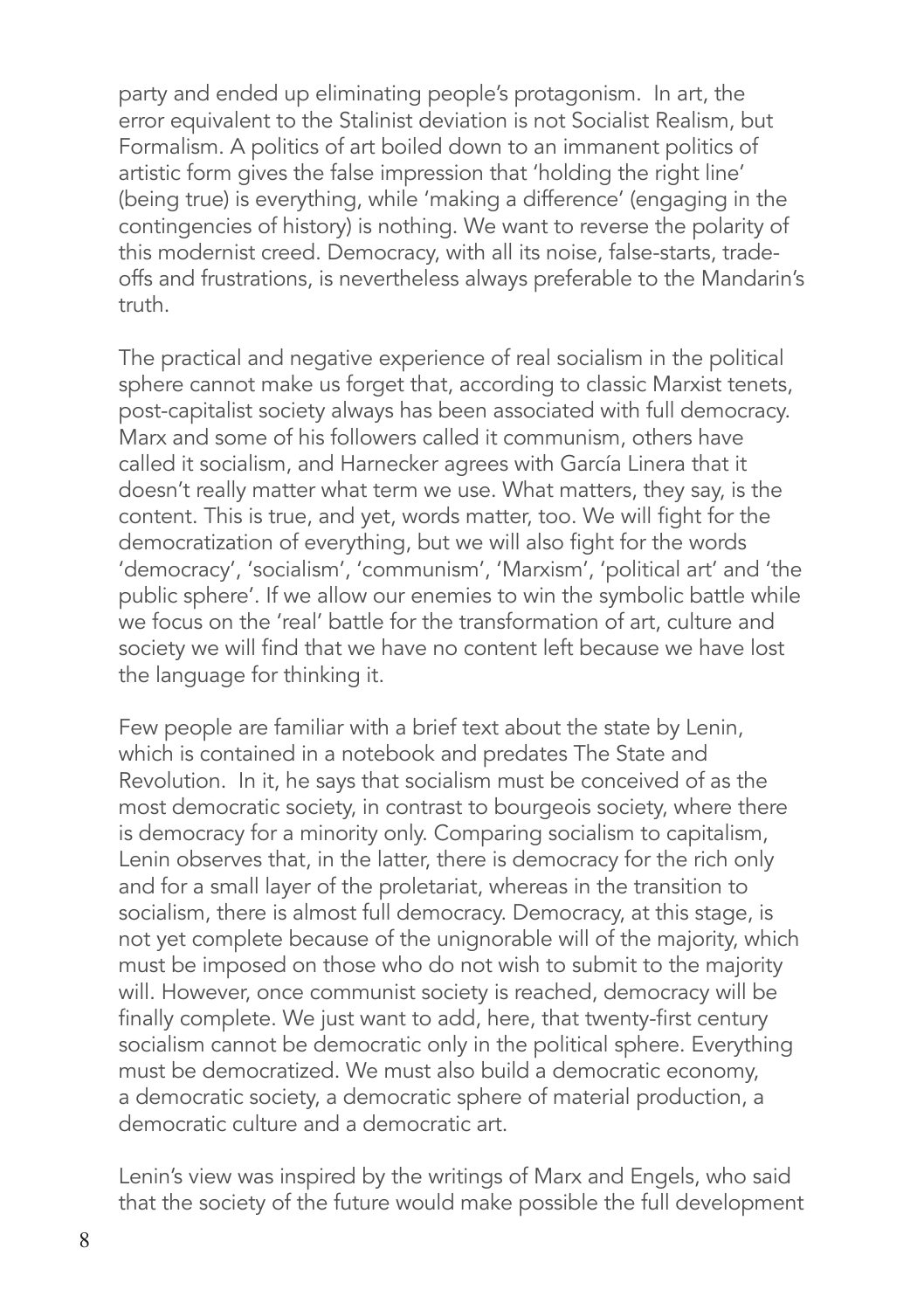party and ended up eliminating people's protagonism. In art, the error equivalent to the Stalinist deviation is not Socialist Realism, but Formalism. A politics of art boiled down to an immanent politics of artistic form gives the false impression that 'holding the right line' (being true) is everything, while 'making a difference' (engaging in the contingencies of history) is nothing. We want to reverse the polarity of this modernist creed. Democracy, with all its noise, false-starts, trade-offs and frustrations, is nevertheless always preferable to the Mandarin's truth.

The practical and negative experience of real socialism in the political sphere cannot make us forget that, according to classic Marxist tenets, post-capitalist society always has been associated with full democracy. Marx and some of his followers called it communism, others have called it socialism, and Harnecker agrees with García Linera that it doesn't really matter what term we use. What matters, they say, is the content. This is true, and yet, words matter, too. We will fight for the democratization of everything, but we will also fight for the words 'democracy', 'socialism', 'communism', 'Marxism', 'political art' and 'the public sphere'. If we allow our enemies to win the symbolic battle while we focus on the 'real' battle for the transformation of art, culture and society we will find that we have no content left because we have lost the language for thinking it.

Few people are familiar with a brief text about the state by Lenin, which is contained in a notebook and predates The State and Revolution. In it, he says that socialism must be conceived of as the most democratic society, in contrast to bourgeois society, where there is democracy for a minority only. Comparing socialism to capitalism, Lenin observes that, in the latter, there is democracy for the rich only and for a small layer of the proletariat, whereas in the transition to socialism, there is almost full democracy. Democracy, at this stage, is not yet complete because of the unignorable will of the majority, which must be imposed on those who do not wish to submit to the majority will. However, once communist society is reached, democracy will be finally complete. We just want to add, here, that twenty-first century socialism cannot be democratic only in the political sphere. Everything must be democratized. We must also build a democratic economy, a democratic society, a democratic sphere of material production, a democratic culture and a democratic art.

Lenin's view was inspired by the writings of Marx and Engels, who said that the society of the future would make possible the full development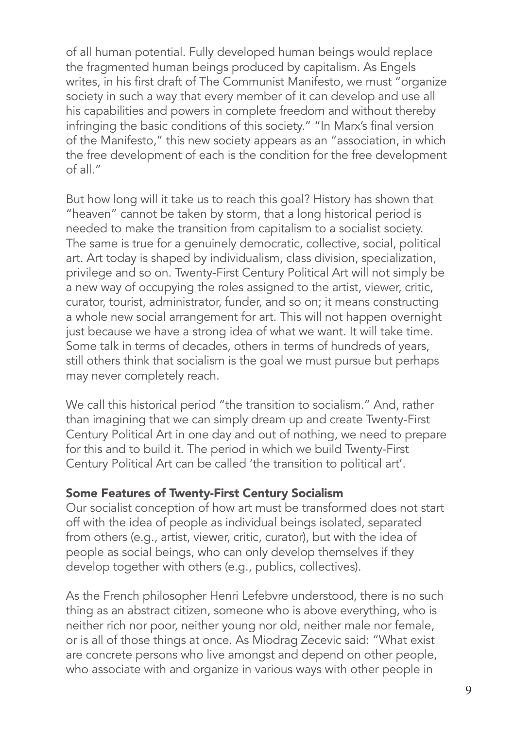of all human potential. Fully developed human beings would replace the fragmented human beings produced by capitalism. As Engels writes, in his first draft of The Communist Manifesto, we must "organize society in such a way that every member of it can develop and use all his capabilities and powers in complete freedom and without thereby infringing the basic conditions of this society." "In Marx's final version of the Manifesto," this new society appears as an "association, in which the free development of each is the condition for the free development of all."

But how long will it take us to reach this goal? History has shown that "heaven" cannot be taken by storm, that a long historical period is needed to make the transition from capitalism to a socialist society. The same is true for a genuinely democratic, collective, social, political art. Art today is shaped by individualism, class division, specialization, privilege and so on. Twenty-First Century Political Art will not simply be a new way of occupying the roles assigned to the artist, viewer, critic, curator, tourist, administrator, funder, and so on; it means constructing a whole new social arrangement for art. This will not happen overnight just because we have a strong idea of what we want. It will take time. Some talk in terms of decades, others in terms of hundreds of years, still others think that socialism is the goal we must pursue but perhaps may never completely reach.

We call this historical period "the transition to socialism." And, rather than imagining that we can simply dream up and create Twenty-First Century Political Art in one day and out of nothing, we need to prepare for this and to build it. The period in which we build Twenty-First Century Political Art can be called 'the transition to political art'.

### Some Features of Twenty-First Century Socialism

Our socialist conception of how art must be transformed does not start off with the idea of people as individual beings isolated, separated from others (e.g., artist, viewer, critic, curator), but with the idea of people as social beings, who can only develop themselves if they develop together with others (e.g., publics, collectives).

As the French philosopher Henri Lefebvre understood, there is no such thing as an abstract citizen, someone who is above everything, who is neither rich nor poor, neither young nor old, neither male nor female, or is all of those things at once. As Miodrag Zecevic said: "What exist are concrete persons who live amongst and depend on other people, who associate with and organize in various ways with other people in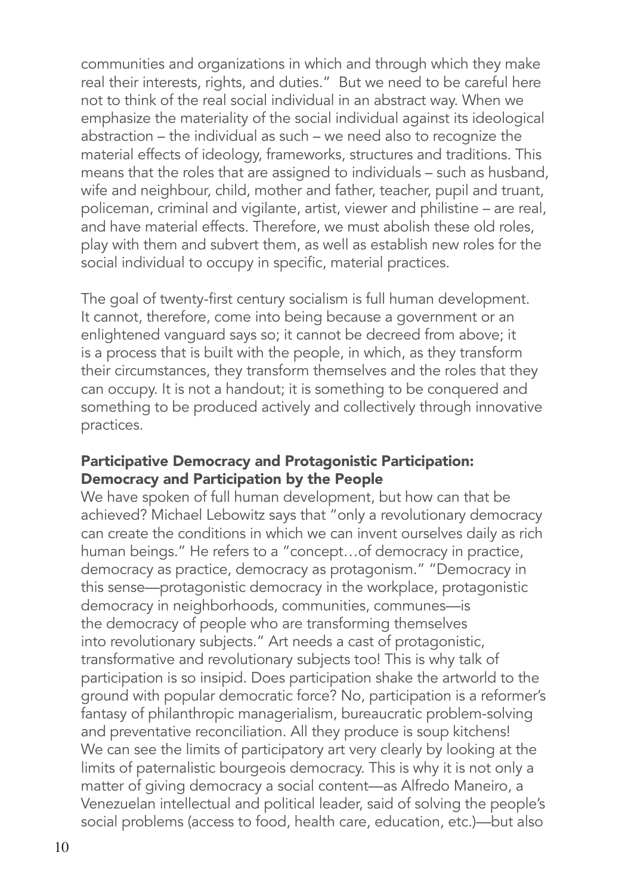communities and organizations in which and through which they make real their interests, rights, and duties." But we need to be careful here not to think of the real social individual in an abstract way. When we emphasize the materiality of the social individual against its ideological abstraction – the individual as such – we need also to recognize the material effects of ideology, frameworks, structures and traditions. This means that the roles that are assigned to individuals – such as husband, wife and neighbour, child, mother and father, teacher, pupil and truant, policeman, criminal and vigilante, artist, viewer and philistine – are real, and have material effects. Therefore, we must abolish these old roles, play with them and subvert them, as well as establish new roles for the social individual to occupy in specific, material practices.

The goal of twenty-first century socialism is full human development. It cannot, therefore, come into being because a government or an enlightened vanguard says so; it cannot be decreed from above; it is a process that is built with the people, in which, as they transform their circumstances, they transform themselves and the roles that they can occupy. It is not a handout; it is something to be conquered and something to be produced actively and collectively through innovative practices.

**Participative Democracy and Protagonistic Participation: Democracy and Participation by the People**

We have spoken of full human development, but how can that be achieved? Michael Lebowitz says that "only a revolutionary democracy can create the conditions in which we can invent ourselves daily as rich human beings." He refers to a "concept…of democracy in practice, democracy as practice, democracy as protagonism." "Democracy in this sense—protagonistic democracy in the workplace, protagonistic democracy in neighborhoods, communities, communes—is the democracy of people who are transforming themselves into revolutionary subjects." Art needs a cast of protagonistic, transformative and revolutionary subjects too! This is why talk of participation is so insipid. Does participation shake the artworld to the ground with popular democratic force? No, participation is a reformer's fantasy of philanthropic managerialism, bureaucratic problem-solving and preventative reconciliation. All they produce is soup kitchens! We can see the limits of participatory art very clearly by looking at the limits of paternalistic bourgeois democracy. This is why it is not only a matter of giving democracy a social content—as Alfredo Maneiro, a Venezuelan intellectual and political leader, said of solving the people's social problems (access to food, health care, education, etc.)—but also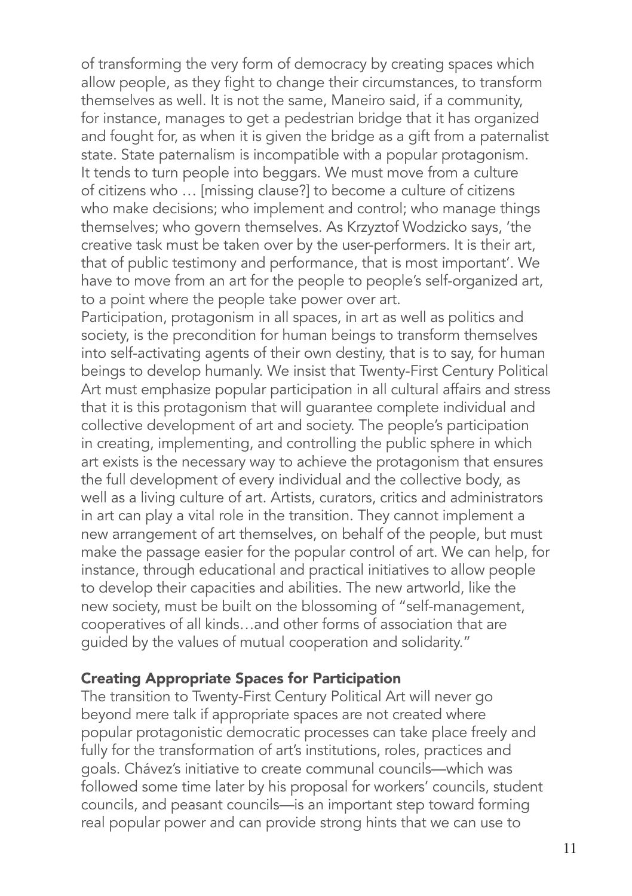of transforming the very form of democracy by creating spaces which allow people, as they fight to change their circumstances, to transform themselves as well. It is not the same, Maneiro said, if a community, for instance, manages to get a pedestrian bridge that it has organized and fought for, as when it is given the bridge as a gift from a paternalist state. State paternalism is incompatible with a popular protagonism. It tends to turn people into beggars. We must move from a culture of citizens who … [missing clause?] to become a culture of citizens who make decisions; who implement and control; who manage things themselves; who govern themselves. As Krzyztof Wodzicko says, 'the creative task must be taken over by the user-performers. It is their art, that of public testimony and performance, that is most important'. We have to move from an art for the people to people's self-organized art, to a point where the people take power over art.

Participation, protagonism in all spaces, in art as well as politics and society, is the precondition for human beings to transform themselves into self-activating agents of their own destiny, that is to say, for human beings to develop humanly. We insist that Twenty-First Century Political Art must emphasize popular participation in all cultural affairs and stress that it is this protagonism that will guarantee complete individual and collective development of art and society. The people's participation in creating, implementing, and controlling the public sphere in which art exists is the necessary way to achieve the protagonism that ensures the full development of every individual and the collective body, as well as a living culture of art. Artists, curators, critics and administrators in art can play a vital role in the transition. They cannot implement a new arrangement of art themselves, on behalf of the people, but must make the passage easier for the popular control of art. We can help, for instance, through educational and practical initiatives to allow people to develop their capacities and abilities. The new artworld, like the new society, must be built on the blossoming of "self-management, cooperatives of all kinds…and other forms of association that are guided by the values of mutual cooperation and solidarity."

## Creating Appropriate Spaces for Participation

The transition to Twenty-First Century Political Art will never go beyond mere talk if appropriate spaces are not created where popular protagonistic democratic processes can take place freely and fully for the transformation of art's institutions, roles, practices and goals. Chávez's initiative to create communal councils—which was followed some time later by his proposal for workers' councils, student councils, and peasant councils—is an important step toward forming real popular power and can provide strong hints that we can use to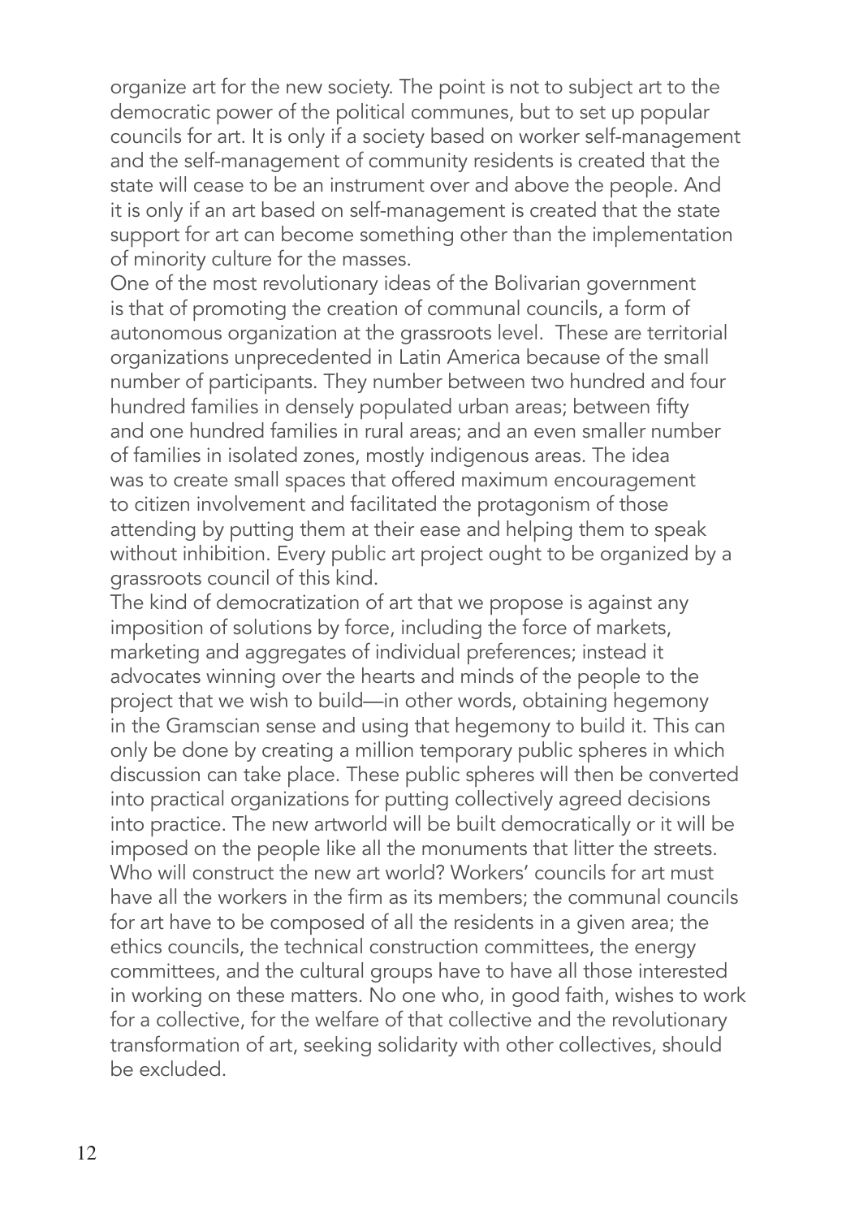organize art for the new society. The point is not to subject art to the democratic power of the political communes, but to set up popular councils for art. It is only if a society based on worker self-management and the self-management of community residents is created that the state will cease to be an instrument over and above the people. And it is only if an art based on self-management is created that the state support for art can become something other than the implementation of minority culture for the masses.

One of the most revolutionary ideas of the Bolivarian government is that of promoting the creation of communal councils, a form of autonomous organization at the grassroots level. These are territorial organizations unprecedented in Latin America because of the small number of participants. They number between two hundred and four hundred families in densely populated urban areas; between fifty and one hundred families in rural areas; and an even smaller number of families in isolated zones, mostly indigenous areas. The idea was to create small spaces that offered maximum encouragement to citizen involvement and facilitated the protagonism of those attending by putting them at their ease and helping them to speak without inhibition. Every public art project ought to be organized by a grassroots council of this kind.

The kind of democratization of art that we propose is against any imposition of solutions by force, including the force of markets, marketing and aggregates of individual preferences; instead it advocates winning over the hearts and minds of the people to the project that we wish to build—in other words, obtaining hegemony in the Gramscian sense and using that hegemony to build it. This can only be done by creating a million temporary public spheres in which discussion can take place. These public spheres will then be converted into practical organizations for putting collectively agreed decisions into practice. The new artworld will be built democratically or it will be imposed on the people like all the monuments that litter the streets.

Who will construct the new art world? Workers' councils for art must have all the workers in the firm as its members; the communal councils for art have to be composed of all the residents in a given area; the ethics councils, the technical construction committees, the energy committees, and the cultural groups have to have all those interested in working on these matters. No one who, in good faith, wishes to work for a collective, for the welfare of that collective and the revolutionary transformation of art, seeking solidarity with other collectives, should be excluded.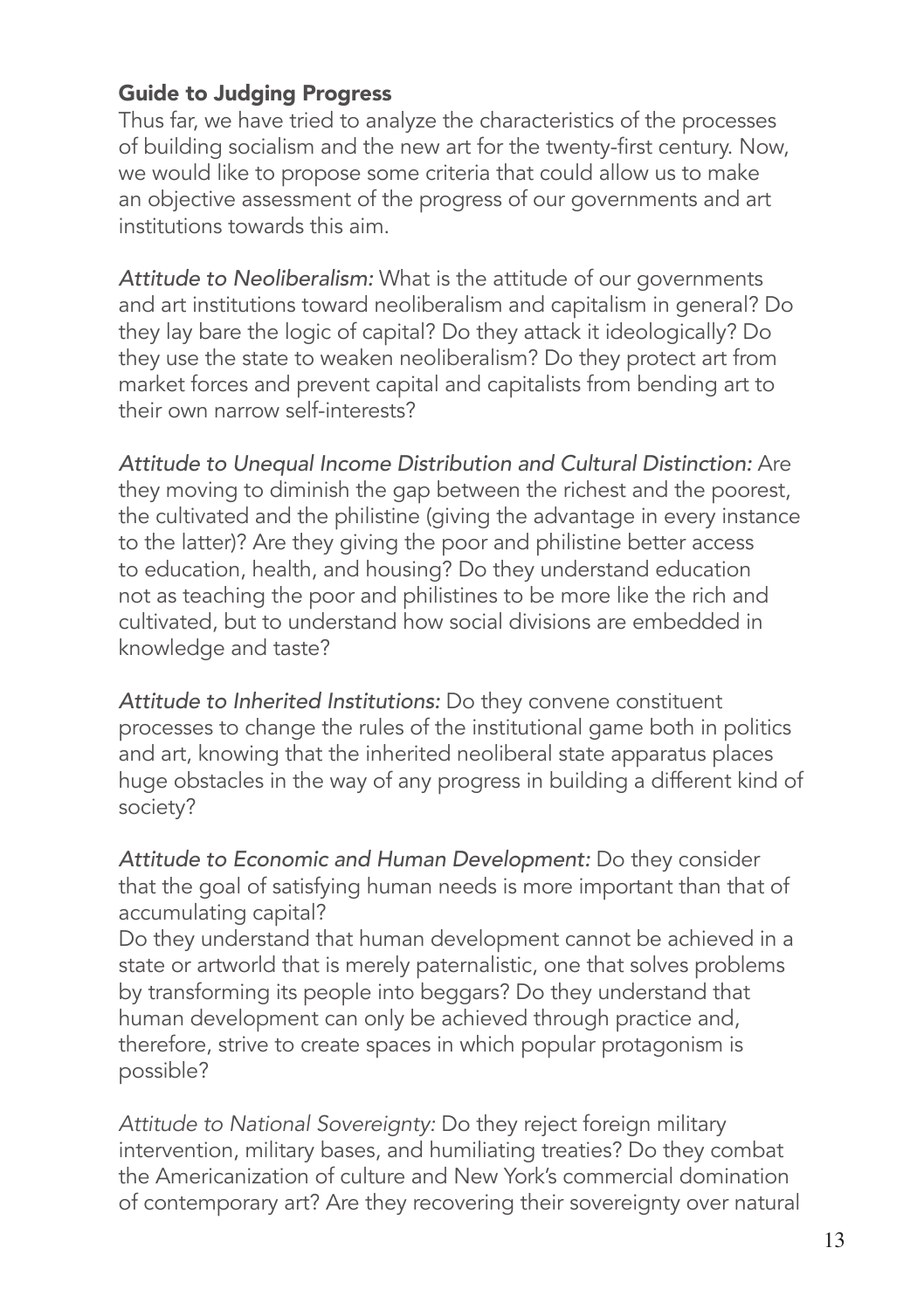### Guide to Judging Progress

Thus far, we have tried to analyze the characteristics of the processes of building socialism and the new art for the twenty-first century. Now, we would like to propose some criteria that could allow us to make an objective assessment of the progress of our governments and art institutions towards this aim.

*Attitude to Neoliberalism:* What is the attitude of our governments and art institutions toward neoliberalism and capitalism in general? Do they lay bare the logic of capital? Do they attack it ideologically? Do they use the state to weaken neoliberalism? Do they protect art from market forces and prevent capital and capitalists from bending art to their own narrow self-interests?

*Attitude to Unequal Income Distribution and Cultural Distinction:* Are they moving to diminish the gap between the richest and the poorest, the cultivated and the philistine (giving the advantage in every instance to the latter)? Are they giving the poor and philistine better access to education, health, and housing? Do they understand education not as teaching the poor and philistines to be more like the rich and cultivated, but to understand how social divisions are embedded in knowledge and taste?

*Attitude to Inherited Institutions:* Do they convene constituent processes to change the rules of the institutional game both in politics and art, knowing that the inherited neoliberal state apparatus places huge obstacles in the way of any progress in building a different kind of society?

*Attitude to Economic and Human Development:* Do they consider that the goal of satisfying human needs is more important than that of accumulating capital?

Do they understand that human development cannot be achieved in a state or artworld that is merely paternalistic, one that solves problems by transforming its people into beggars? Do they understand that human development can only be achieved through practice and, therefore, strive to create spaces in which popular protagonism is possible?

*Attitude to National Sovereignty:* Do they reject foreign military intervention, military bases, and humiliating treaties? Do they combat the Americanization of culture and New York's commercial domination of contemporary art? Are they recovering their sovereignty over natural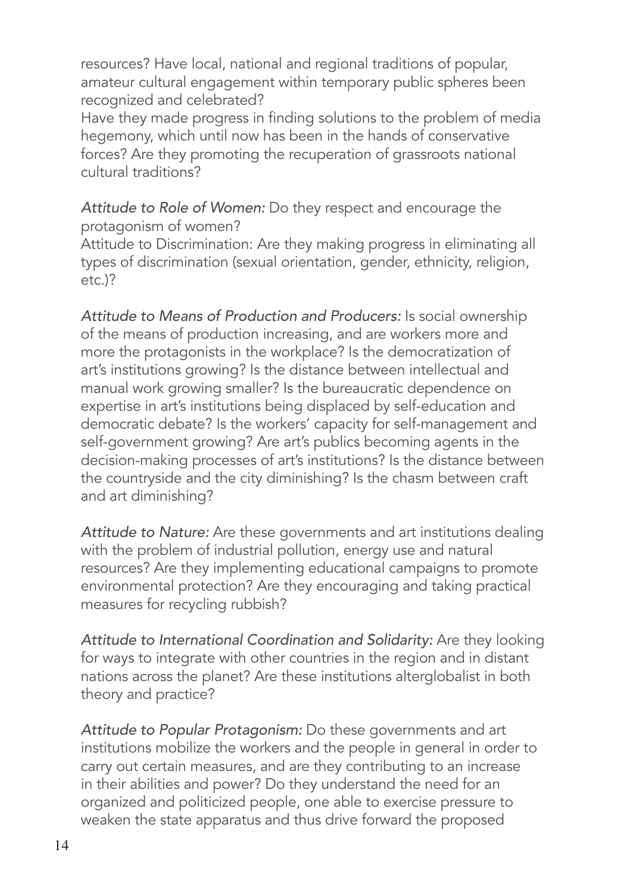resources? Have local, national and regional traditions of popular, amateur cultural engagement within temporary public spheres been recognized and celebrated?
Have they made progress in finding solutions to the problem of media hegemony, which until now has been in the hands of conservative forces? Are they promoting the recuperation of grassroots national cultural traditions?

*Attitude to Role of Women:* Do they respect and encourage the protagonism of women?
Attitude to Discrimination: Are they making progress in eliminating all types of discrimination (sexual orientation, gender, ethnicity, religion, etc.)?

*Attitude to Means of Production and Producers:* Is social ownership of the means of production increasing, and are workers more and more the protagonists in the workplace? Is the democratization of art's institutions growing? Is the distance between intellectual and manual work growing smaller? Is the bureaucratic dependence on expertise in art's institutions being displaced by self-education and democratic debate? Is the workers' capacity for self-management and self-government growing? Are art's publics becoming agents in the decision-making processes of art's institutions? Is the distance between the countryside and the city diminishing? Is the chasm between craft and art diminishing?

*Attitude to Nature:* Are these governments and art institutions dealing with the problem of industrial pollution, energy use and natural resources? Are they implementing educational campaigns to promote environmental protection? Are they encouraging and taking practical measures for recycling rubbish?

*Attitude to International Coordination and Solidarity:* Are they looking for ways to integrate with other countries in the region and in distant nations across the planet? Are these institutions alterglobalist in both theory and practice?

*Attitude to Popular Protagonism:* Do these governments and art institutions mobilize the workers and the people in general in order to carry out certain measures, and are they contributing to an increase in their abilities and power? Do they understand the need for an organized and politicized people, one able to exercise pressure to weaken the state apparatus and thus drive forward the proposed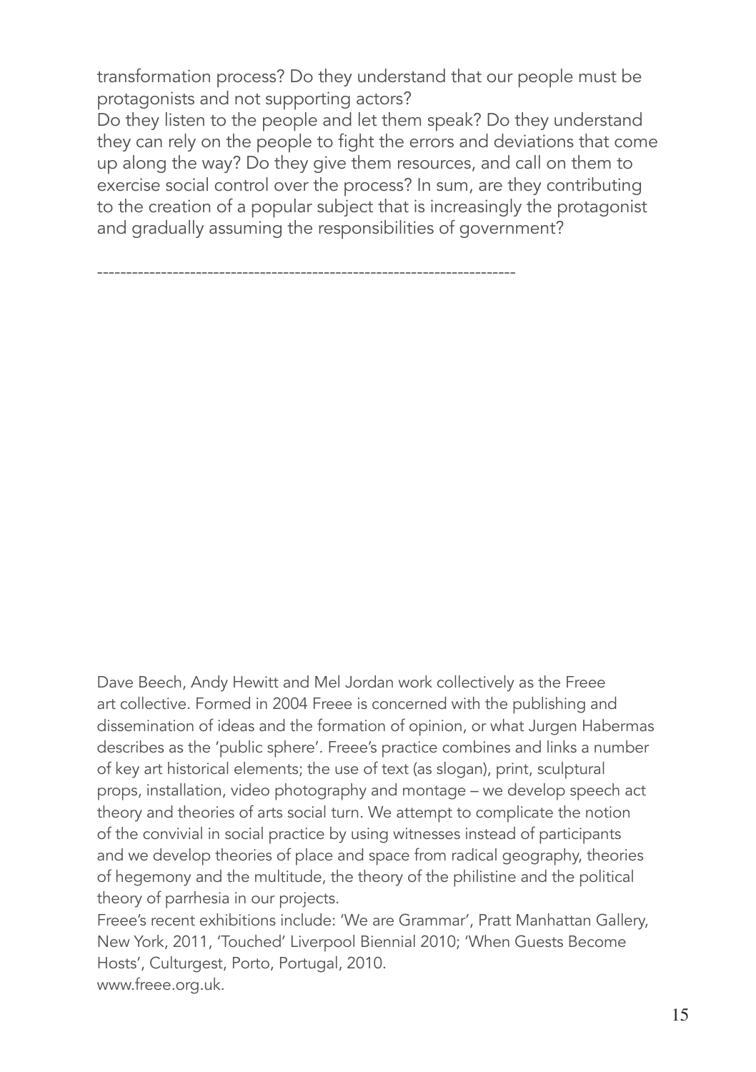transformation process? Do they understand that our people must be protagonists and not supporting actors?
Do they listen to the people and let them speak? Do they understand they can rely on the people to fight the errors and deviations that come up along the way? Do they give them resources, and call on them to exercise social control over the process? In sum, are they contributing to the creation of a popular subject that is increasingly the protagonist and gradually assuming the responsibilities of government?

-----------------------------------------------------------------------

Dave Beech, Andy Hewitt and Mel Jordan work collectively as the Freee art collective. Formed in 2004 Freee is concerned with the publishing and dissemination of ideas and the formation of opinion, or what Jurgen Habermas describes as the 'public sphere'. Freee's practice combines and links a number of key art historical elements; the use of text (as slogan), print, sculptural props, installation, video photography and montage – we develop speech act theory and theories of arts social turn. We attempt to complicate the notion of the convivial in social practice by using witnesses instead of participants and we develop theories of place and space from radical geography, theories of hegemony and the multitude, the theory of the philistine and the political theory of parrhesia in our projects.
Freee's recent exhibitions include: 'We are Grammar', Pratt Manhattan Gallery, New York, 2011, 'Touched' Liverpool Biennial 2010; 'When Guests Become Hosts', Culturgest, Porto, Portugal, 2010.
www.freee.org.uk.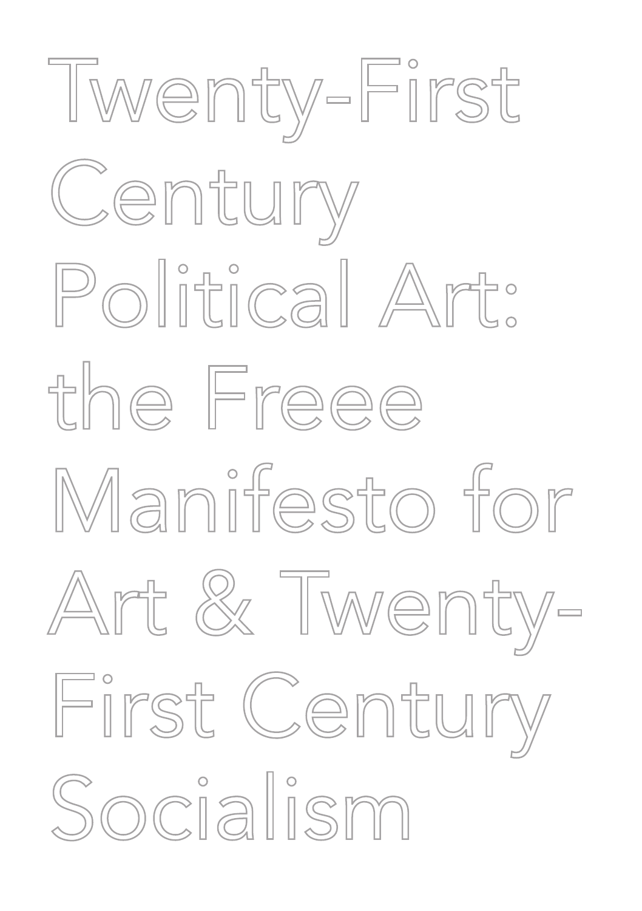# Twenty-First Century Political Art: the Freee Manifesto for Art & Twenty-First Century Socialism